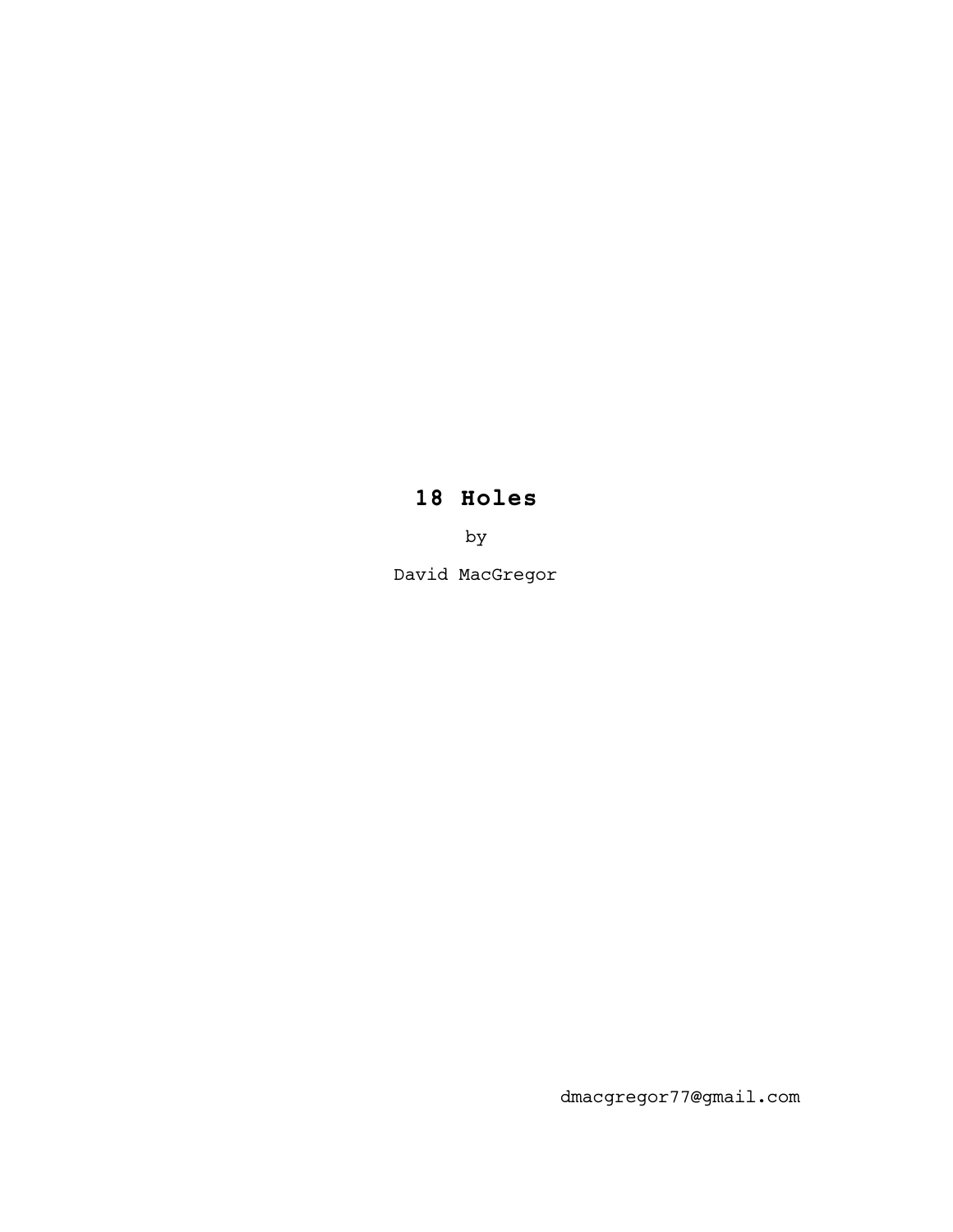# 18 Holes

by

David MacGregor

dmacgregor77@gmail.com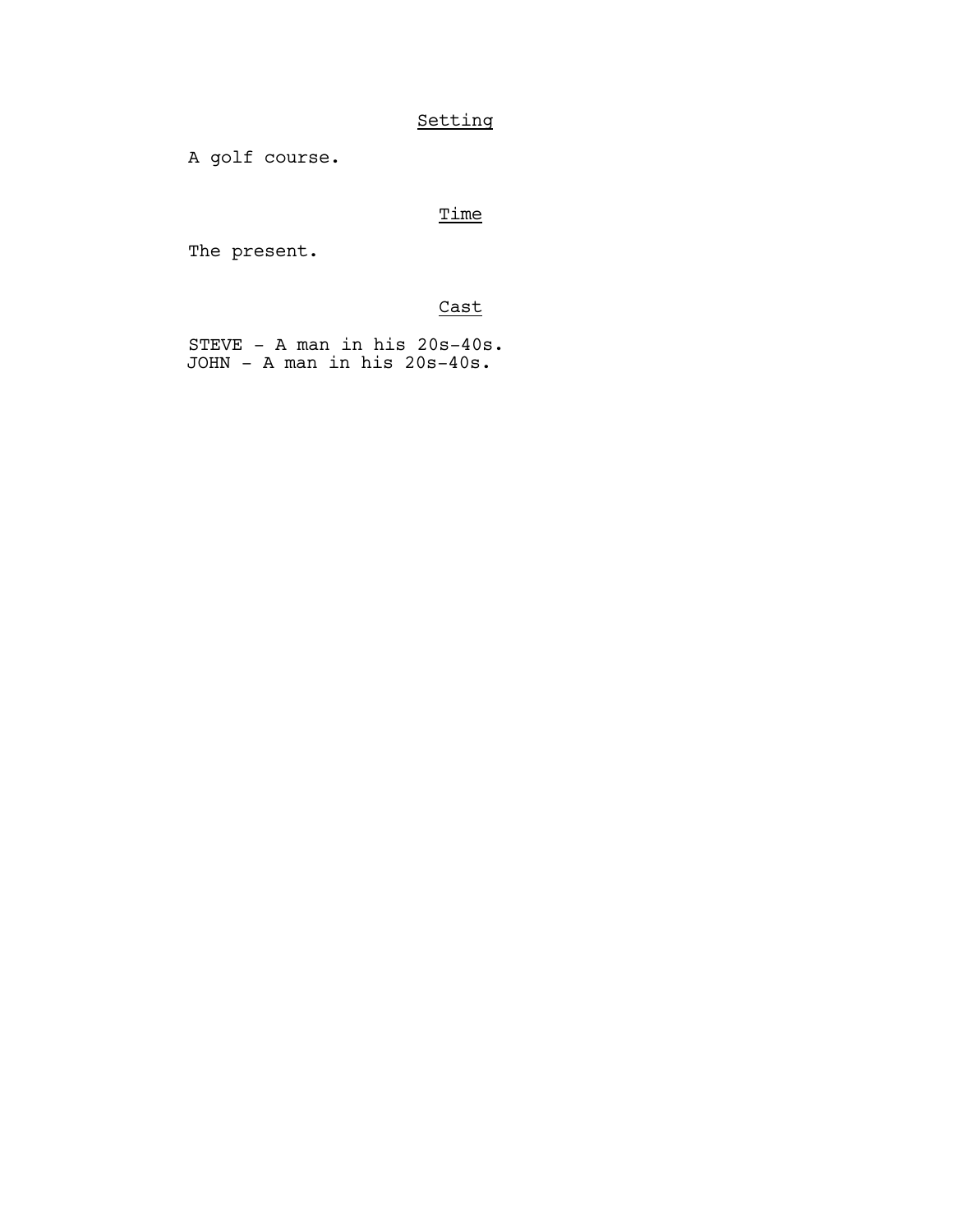## Setting

A golf course.

## Time

The present.

## Cast

STEVE - A man in his 20s-40s.
JOHN - A man in his 20s-40s.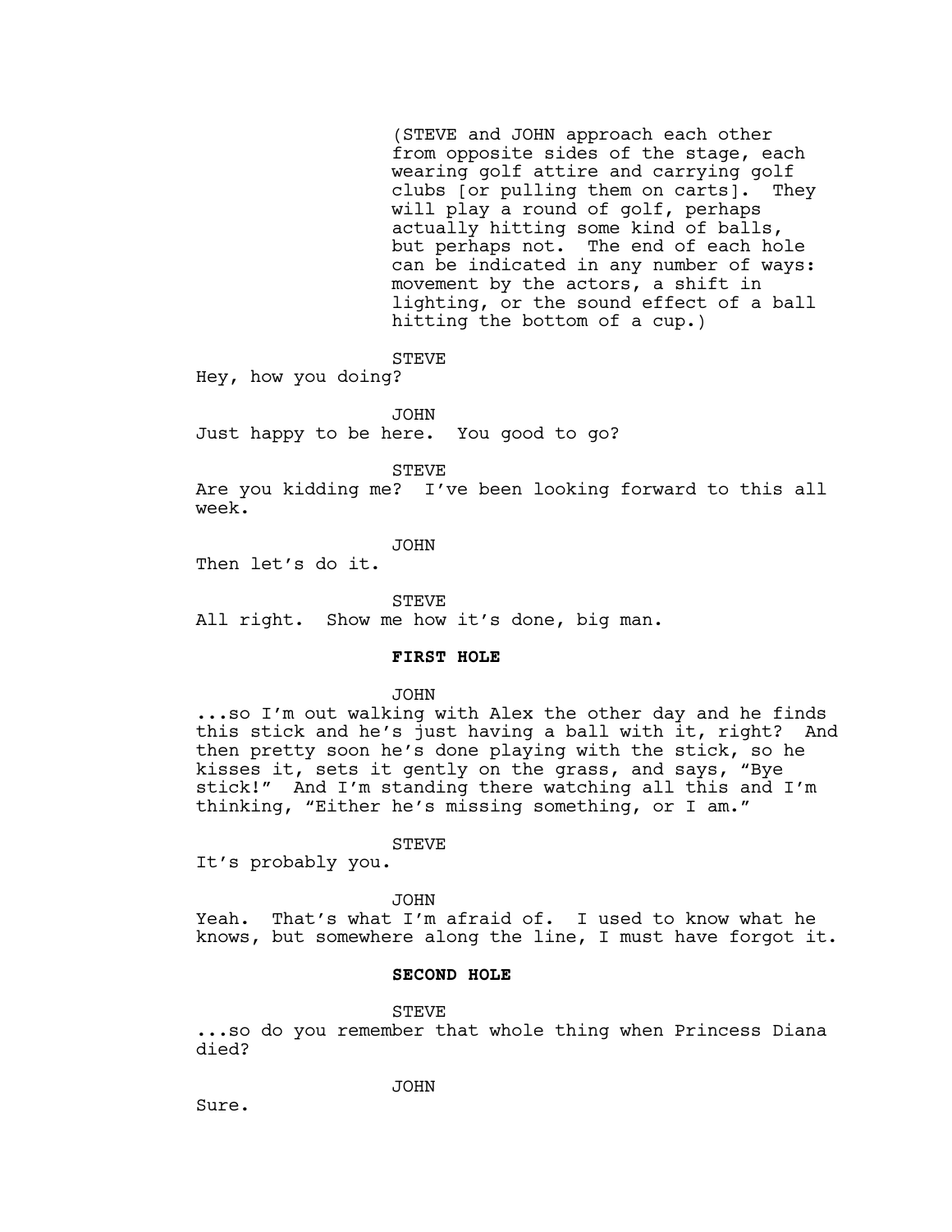(STEVE and JOHN approach each other from opposite sides of the stage, each wearing golf attire and carrying golf clubs [or pulling them on carts]. They will play a round of golf, perhaps actually hitting some kind of balls, but perhaps not. The end of each hole can be indicated in any number of ways: movement by the actors, a shift in lighting, or the sound effect of a ball hitting the bottom of a cup.)

STEVE

Hey, how you doing?

JOHN

Just happy to be here. You good to go?

STEVE

Are you kidding me? I've been looking forward to this all week.

JOHN

Then let's do it.

STEVE

All right. Show me how it's done, big man.

**FIRST HOLE**

JOHN

...so I'm out walking with Alex the other day and he finds this stick and he's just having a ball with it, right? And then pretty soon he's done playing with the stick, so he kisses it, sets it gently on the grass, and says, "Bye stick!" And I'm standing there watching all this and I'm thinking, "Either he's missing something, or I am."

STEVE

It's probably you.

JOHN

Yeah. That's what I'm afraid of. I used to know what he knows, but somewhere along the line, I must have forgot it.

**SECOND HOLE**

STEVE

...so do you remember that whole thing when Princess Diana died?

JOHN

Sure.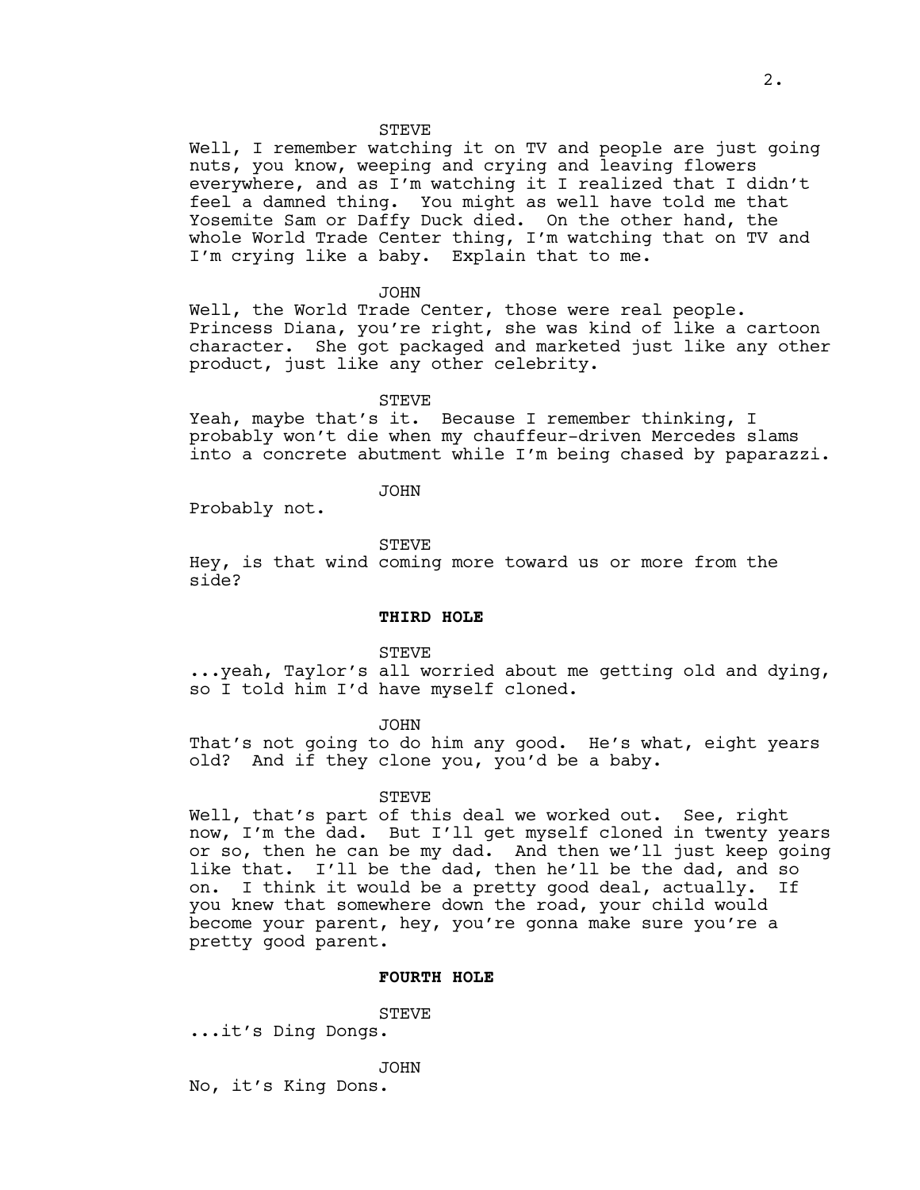STEVE

Well, I remember watching it on TV and people are just going nuts, you know, weeping and crying and leaving flowers everywhere, and as I'm watching it I realized that I didn't feel a damned thing. You might as well have told me that Yosemite Sam or Daffy Duck died. On the other hand, the whole World Trade Center thing, I'm watching that on TV and I'm crying like a baby. Explain that to me.

JOHN

Well, the World Trade Center, those were real people. Princess Diana, you're right, she was kind of like a cartoon character. She got packaged and marketed just like any other product, just like any other celebrity.

STEVE

Yeah, maybe that's it. Because I remember thinking, I probably won't die when my chauffeur-driven Mercedes slams into a concrete abutment while I'm being chased by paparazzi.

JOHN

Probably not.

STEVE

Hey, is that wind coming more toward us or more from the side?

**THIRD HOLE**

STEVE

...yeah, Taylor's all worried about me getting old and dying, so I told him I'd have myself cloned.

JOHN

That's not going to do him any good. He's what, eight years old? And if they clone you, you'd be a baby.

STEVE

Well, that's part of this deal we worked out. See, right now, I'm the dad. But I'll get myself cloned in twenty years or so, then he can be my dad. And then we'll just keep going like that. I'll be the dad, then he'll be the dad, and so on. I think it would be a pretty good deal, actually. If you knew that somewhere down the road, your child would become your parent, hey, you're gonna make sure you're a pretty good parent.

**FOURTH HOLE**

STEVE

...it's Ding Dongs.

JOHN

No, it's King Dons.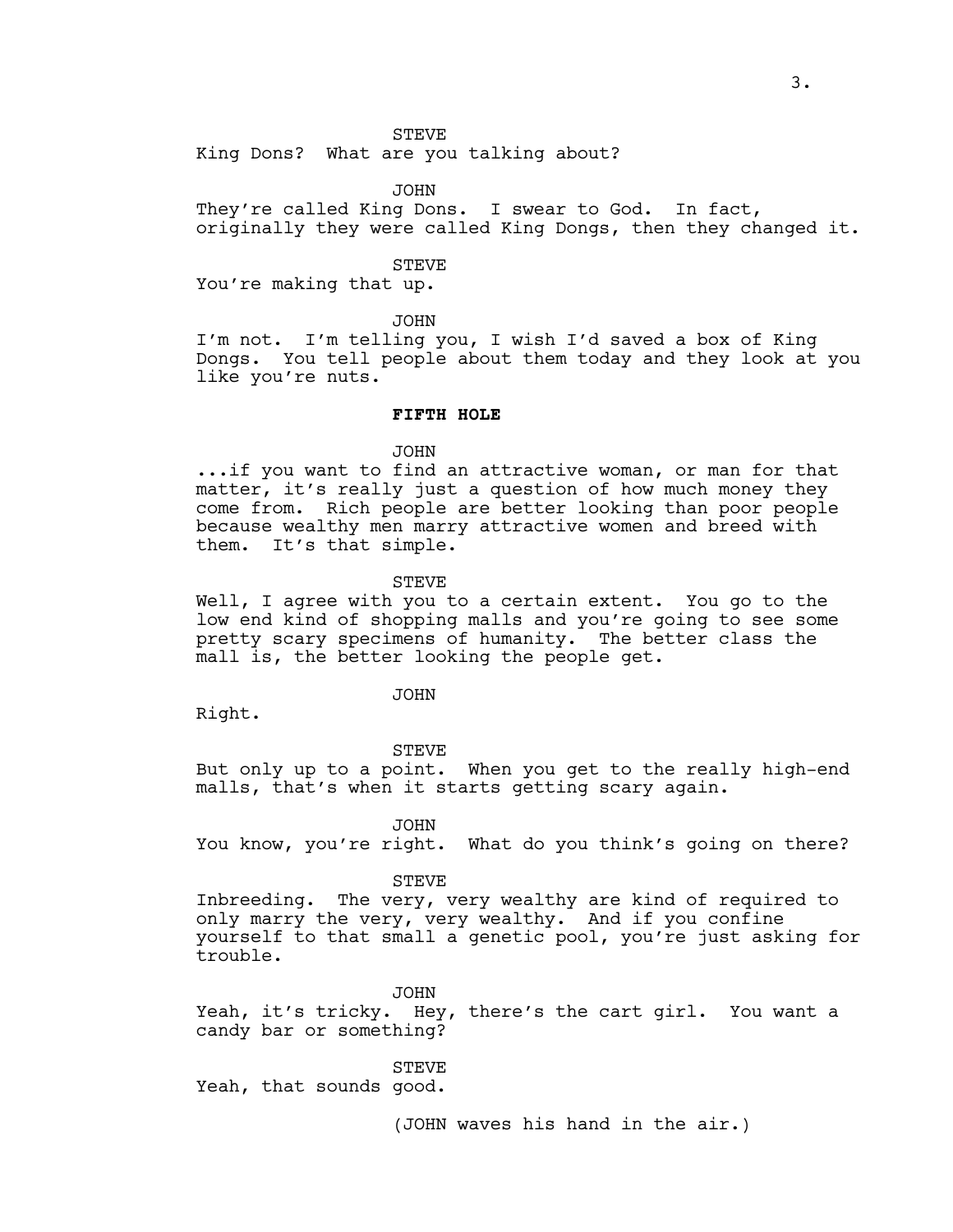STEVE

King Dons? What are you talking about?

JOHN

They're called King Dons. I swear to God. In fact, originally they were called King Dongs, then they changed it.

STEVE

You're making that up.

JOHN

I'm not. I'm telling you, I wish I'd saved a box of King Dongs. You tell people about them today and they look at you like you're nuts.

**FIFTH HOLE**

JOHN

...if you want to find an attractive woman, or man for that matter, it's really just a question of how much money they come from. Rich people are better looking than poor people because wealthy men marry attractive women and breed with them. It's that simple.

STEVE

Well, I agree with you to a certain extent. You go to the low end kind of shopping malls and you're going to see some pretty scary specimens of humanity. The better class the mall is, the better looking the people get.

JOHN

Right.

STEVE

But only up to a point. When you get to the really high-end malls, that's when it starts getting scary again.

JOHN

You know, you're right. What do you think's going on there?

STEVE

Inbreeding. The very, very wealthy are kind of required to only marry the very, very wealthy. And if you confine yourself to that small a genetic pool, you're just asking for trouble.

JOHN

Yeah, it's tricky. Hey, there's the cart girl. You want a candy bar or something?

STEVE

Yeah, that sounds good.

(JOHN waves his hand in the air.)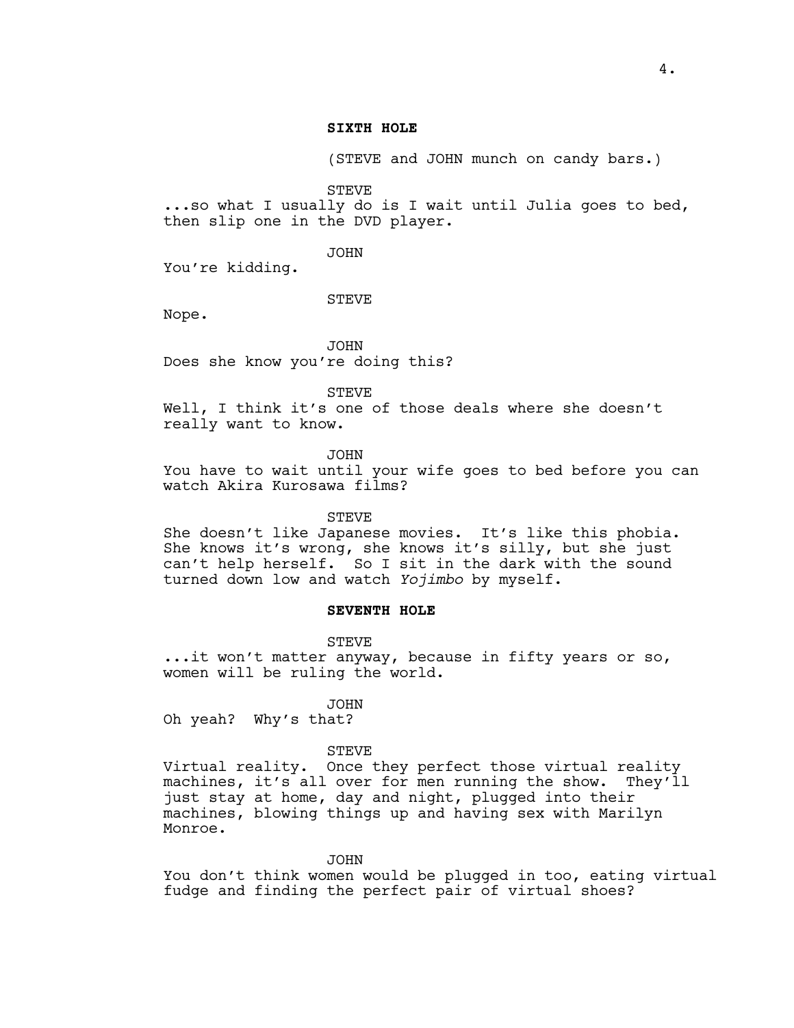**SIXTH HOLE**

(STEVE and JOHN munch on candy bars.)

STEVE

...so what I usually do is I wait until Julia goes to bed, then slip one in the DVD player.

JOHN

You're kidding.

STEVE

Nope.

JOHN

Does she know you're doing this?

STEVE

Well, I think it's one of those deals where she doesn't really want to know.

JOHN

You have to wait until your wife goes to bed before you can watch Akira Kurosawa films?

STEVE

She doesn't like Japanese movies. It's like this phobia. She knows it's wrong, she knows it's silly, but she just can't help herself. So I sit in the dark with the sound turned down low and watch *Yojimbo* by myself.

**SEVENTH HOLE**

STEVE

...it won't matter anyway, because in fifty years or so, women will be ruling the world.

JOHN

Oh yeah? Why's that?

STEVE

Virtual reality. Once they perfect those virtual reality machines, it's all over for men running the show. They'll just stay at home, day and night, plugged into their machines, blowing things up and having sex with Marilyn Monroe.

JOHN

You don't think women would be plugged in too, eating virtual fudge and finding the perfect pair of virtual shoes?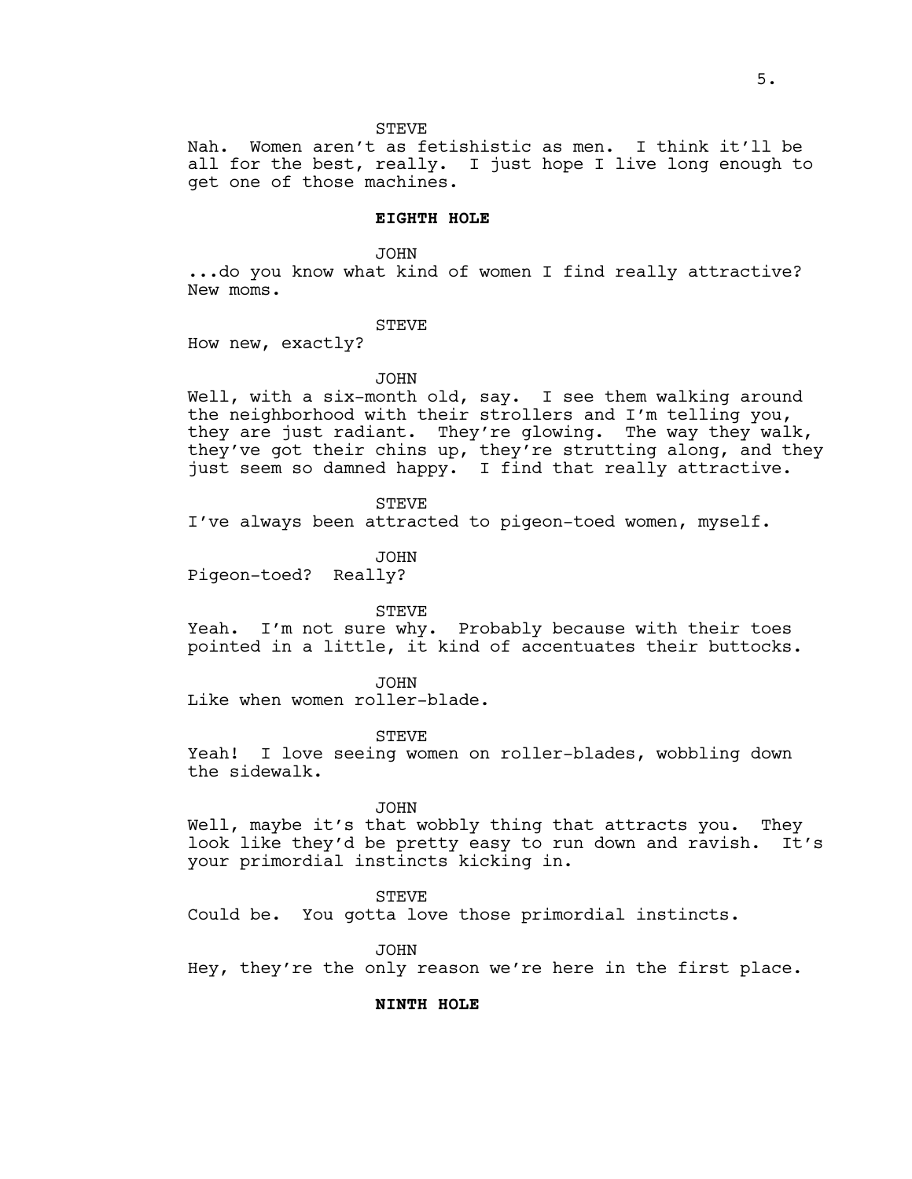STEVE

Nah. Women aren't as fetishistic as men. I think it'll be all for the best, really. I just hope I live long enough to get one of those machines.

**EIGHTH HOLE**

JOHN

...do you know what kind of women I find really attractive? New moms.

STEVE

How new, exactly?

JOHN

Well, with a six-month old, say. I see them walking around the neighborhood with their strollers and I'm telling you, they are just radiant. They're glowing. The way they walk, they've got their chins up, they're strutting along, and they just seem so damned happy. I find that really attractive.

STEVE

I've always been attracted to pigeon-toed women, myself.

JOHN

Pigeon-toed? Really?

STEVE

Yeah. I'm not sure why. Probably because with their toes pointed in a little, it kind of accentuates their buttocks.

JOHN

Like when women roller-blade.

STEVE

Yeah! I love seeing women on roller-blades, wobbling down the sidewalk.

JOHN

Well, maybe it's that wobbly thing that attracts you. They look like they'd be pretty easy to run down and ravish. It's your primordial instincts kicking in.

STEVE

Could be. You gotta love those primordial instincts.

JOHN

Hey, they're the only reason we're here in the first place.

**NINTH HOLE**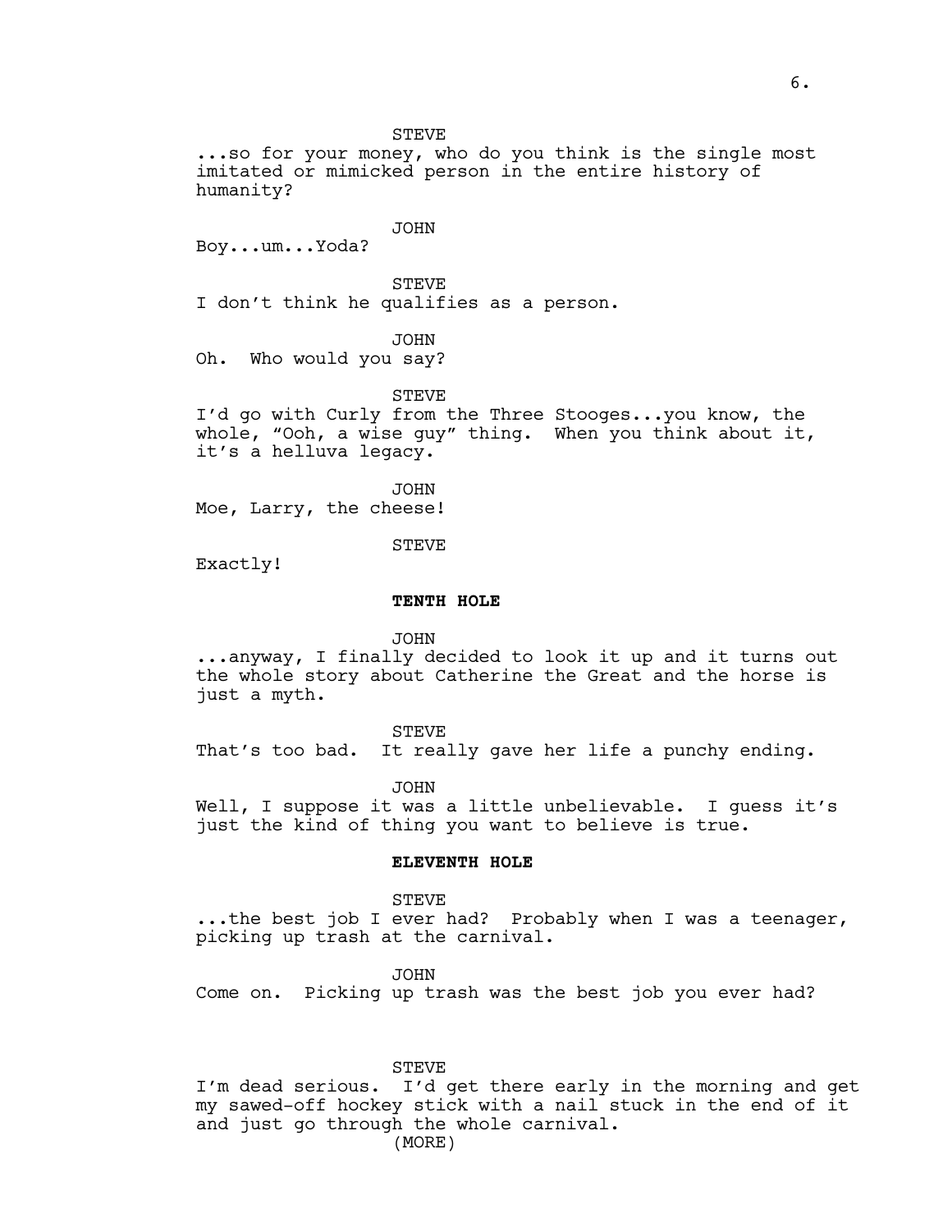STEVE

...so for your money, who do you think is the single most imitated or mimicked person in the entire history of humanity?

JOHN

Boy...um...Yoda?

STEVE

I don't think he qualifies as a person.

JOHN

Oh. Who would you say?

STEVE

I'd go with Curly from the Three Stooges...you know, the whole, "Ooh, a wise guy" thing. When you think about it, it's a helluva legacy.

JOHN

Moe, Larry, the cheese!

STEVE

Exactly!

**TENTH HOLE**

JOHN

...anyway, I finally decided to look it up and it turns out the whole story about Catherine the Great and the horse is just a myth.

STEVE

That's too bad. It really gave her life a punchy ending.

JOHN

Well, I suppose it was a little unbelievable. I guess it's just the kind of thing you want to believe is true.

**ELEVENTH HOLE**

STEVE

...the best job I ever had? Probably when I was a teenager, picking up trash at the carnival.

JOHN

Come on. Picking up trash was the best job you ever had?

STEVE

I'm dead serious. I'd get there early in the morning and get my sawed-off hockey stick with a nail stuck in the end of it and just go through the whole carnival.

(MORE)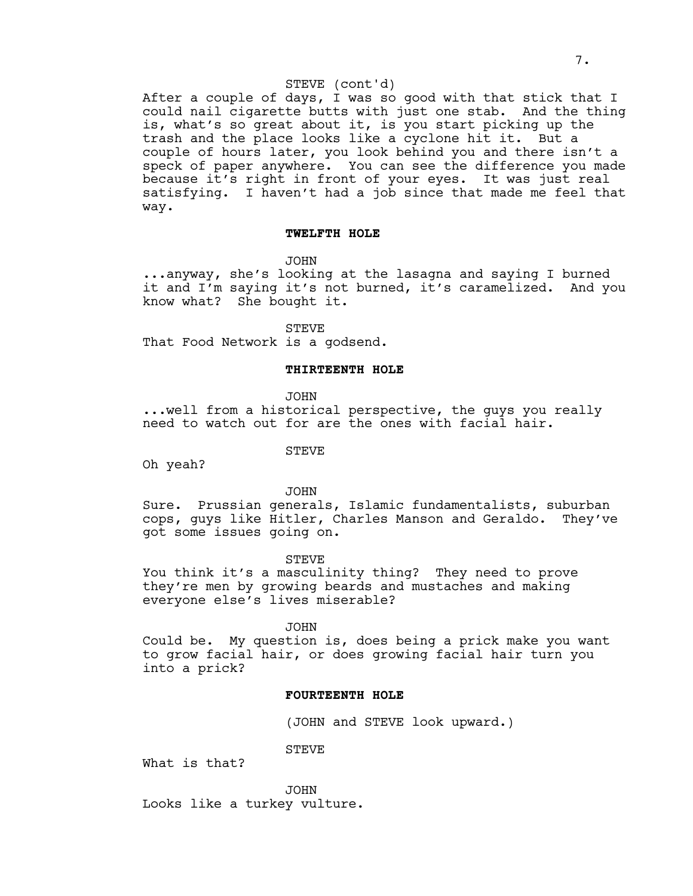STEVE (cont'd)

After a couple of days, I was so good with that stick that I could nail cigarette butts with just one stab. And the thing is, what's so great about it, is you start picking up the trash and the place looks like a cyclone hit it. But a couple of hours later, you look behind you and there isn't a speck of paper anywhere. You can see the difference you made because it's right in front of your eyes. It was just real satisfying. I haven't had a job since that made me feel that way.

**TWELFTH HOLE**

JOHN

...anyway, she's looking at the lasagna and saying I burned it and I'm saying it's not burned, it's caramelized. And you know what? She bought it.

STEVE

That Food Network is a godsend.

**THIRTEENTH HOLE**

JOHN

...well from a historical perspective, the guys you really need to watch out for are the ones with facial hair.

STEVE

Oh yeah?

JOHN

Sure. Prussian generals, Islamic fundamentalists, suburban cops, guys like Hitler, Charles Manson and Geraldo. They've got some issues going on.

STEVE

You think it's a masculinity thing? They need to prove they're men by growing beards and mustaches and making everyone else's lives miserable?

JOHN

Could be. My question is, does being a prick make you want to grow facial hair, or does growing facial hair turn you into a prick?

**FOURTEENTH HOLE**

(JOHN and STEVE look upward.)

STEVE

What is that?

JOHN

Looks like a turkey vulture.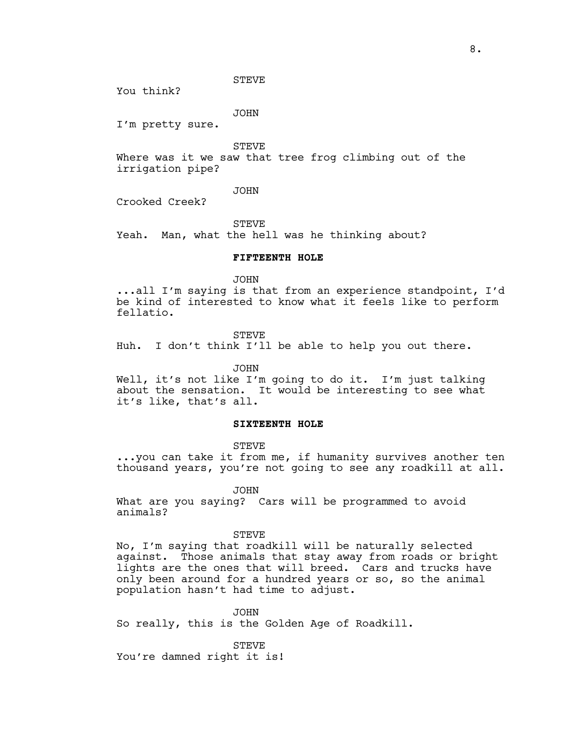STEVE

You think?

JOHN

I'm pretty sure.

STEVE

Where was it we saw that tree frog climbing out of the irrigation pipe?

JOHN

Crooked Creek?

STEVE

Yeah. Man, what the hell was he thinking about?

**FIFTEENTH HOLE**

JOHN

...all I'm saying is that from an experience standpoint, I'd be kind of interested to know what it feels like to perform fellatio.

STEVE

Huh. I don't think I'll be able to help you out there.

JOHN

Well, it's not like I'm going to do it. I'm just talking about the sensation. It would be interesting to see what it's like, that's all.

**SIXTEENTH HOLE**

STEVE

...you can take it from me, if humanity survives another ten thousand years, you're not going to see any roadkill at all.

JOHN

What are you saying? Cars will be programmed to avoid animals?

STEVE

No, I'm saying that roadkill will be naturally selected against. Those animals that stay away from roads or bright lights are the ones that will breed. Cars and trucks have only been around for a hundred years or so, so the animal population hasn't had time to adjust.

JOHN

So really, this is the Golden Age of Roadkill.

STEVE

You're damned right it is!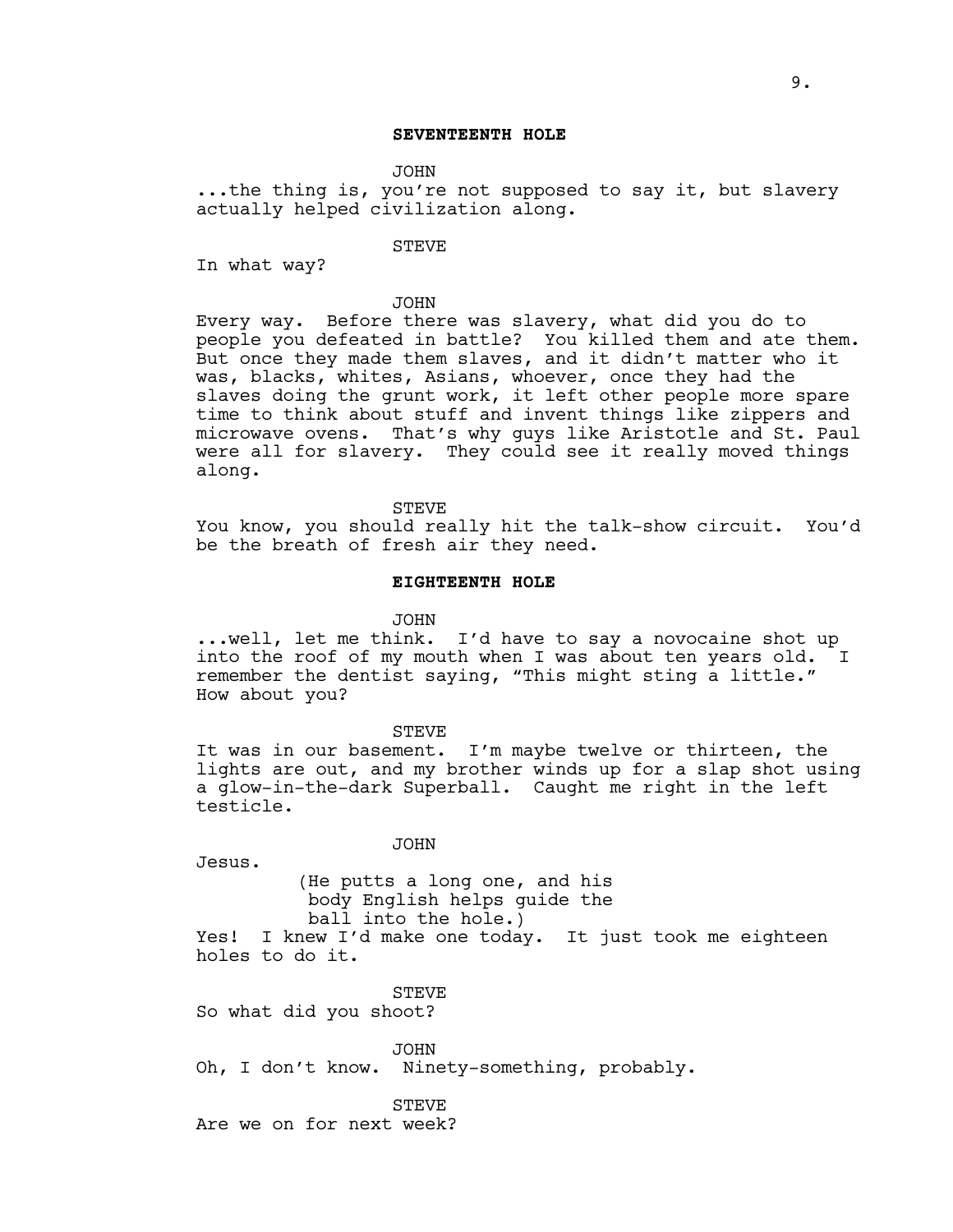**SEVENTEENTH HOLE**

JOHN

...the thing is, you're not supposed to say it, but slavery actually helped civilization along.

STEVE

In what way?

JOHN

Every way. Before there was slavery, what did you do to people you defeated in battle? You killed them and ate them. But once they made them slaves, and it didn't matter who it was, blacks, whites, Asians, whoever, once they had the slaves doing the grunt work, it left other people more spare time to think about stuff and invent things like zippers and microwave ovens. That's why guys like Aristotle and St. Paul were all for slavery. They could see it really moved things along.

STEVE

You know, you should really hit the talk-show circuit. You'd be the breath of fresh air they need.

**EIGHTEENTH HOLE**

JOHN

...well, let me think. I'd have to say a novocaine shot up into the roof of my mouth when I was about ten years old. I remember the dentist saying, "This might sting a little." How about you?

STEVE

It was in our basement. I'm maybe twelve or thirteen, the lights are out, and my brother winds up for a slap shot using a glow-in-the-dark Superball. Caught me right in the left testicle.

JOHN

Jesus.

(He putts a long one, and his body English helps guide the ball into the hole.)

Yes! I knew I'd make one today. It just took me eighteen holes to do it.

STEVE

So what did you shoot?

JOHN

Oh, I don't know. Ninety-something, probably.

STEVE

Are we on for next week?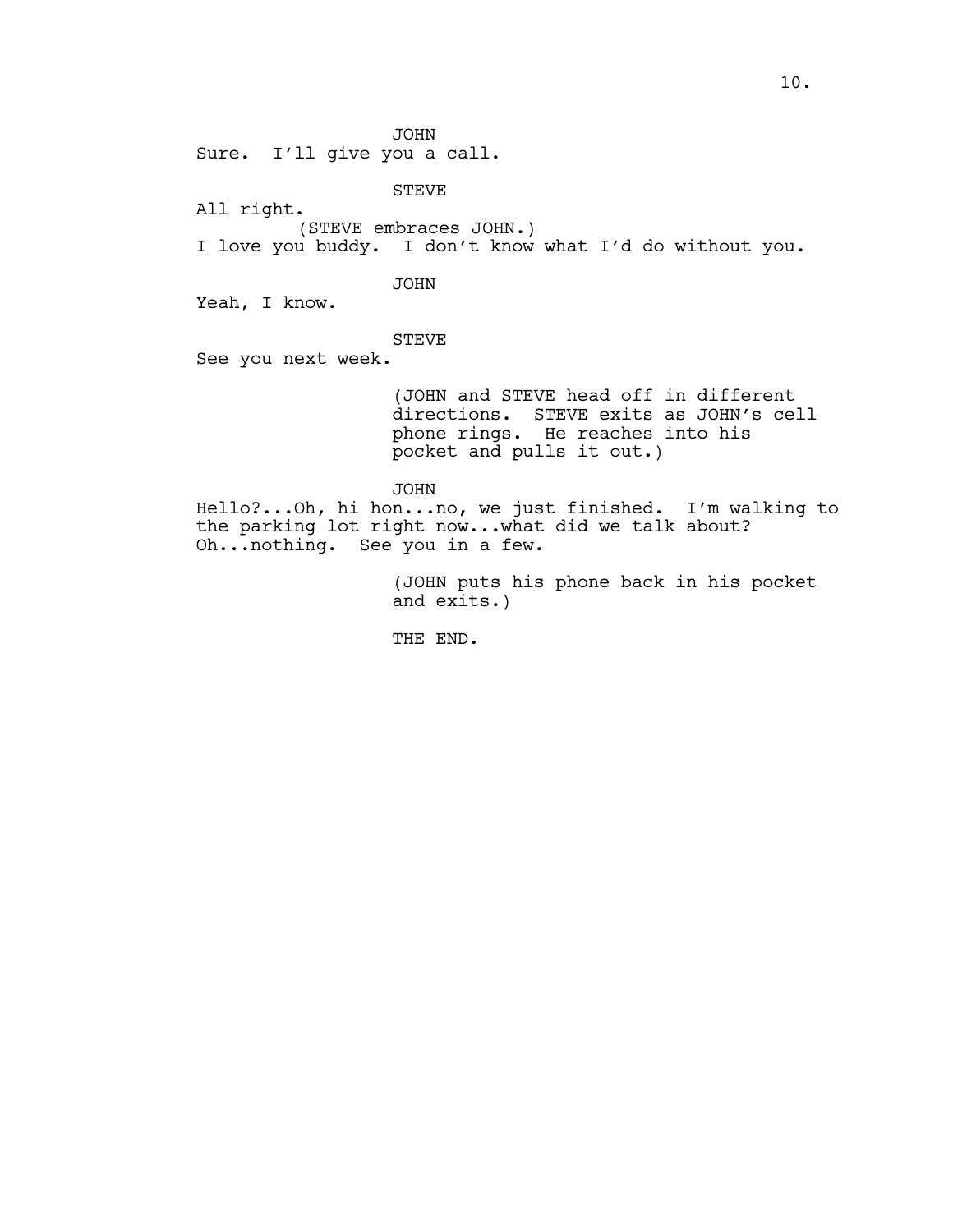JOHN

Sure. I'll give you a call.

STEVE

All right.

(STEVE embraces JOHN.)

I love you buddy. I don't know what I'd do without you.

JOHN

Yeah, I know.

STEVE

See you next week.

(JOHN and STEVE head off in different directions. STEVE exits as JOHN's cell phone rings. He reaches into his pocket and pulls it out.)

JOHN

Hello?...Oh, hi hon...no, we just finished. I'm walking to the parking lot right now...what did we talk about? Oh...nothing. See you in a few.

(JOHN puts his phone back in his pocket and exits.)

THE END.